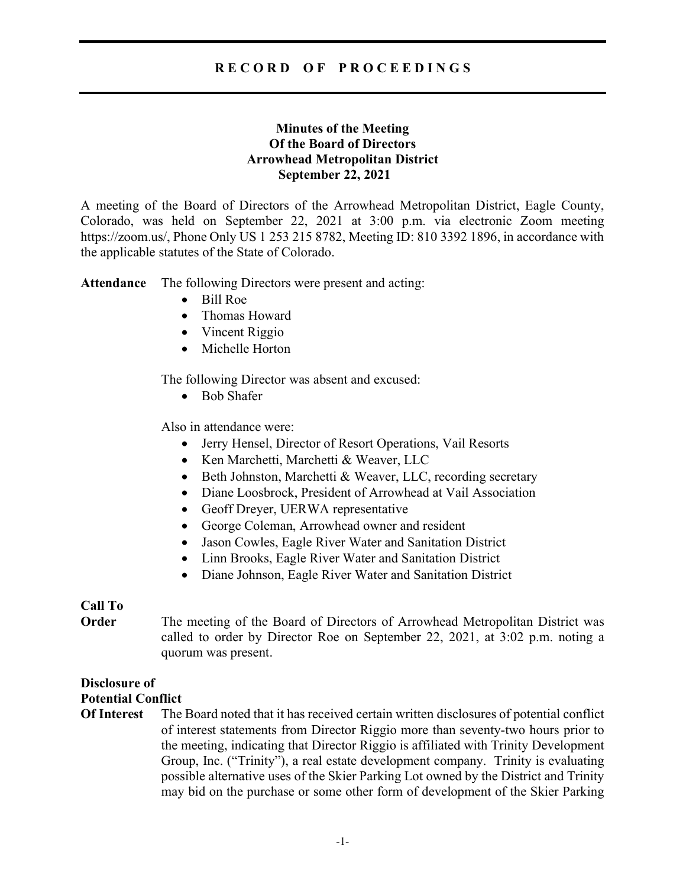# RECORD OF PROCEEDINGS

**Minutes of the Meeting**
**Of the Board of Directors**
**Arrowhead Metropolitan District**
**September 22, 2021**

A meeting of the Board of Directors of the Arrowhead Metropolitan District, Eagle County, Colorado, was held on September 22, 2021 at 3:00 p.m. via electronic Zoom meeting https://zoom.us/, Phone Only US 1 253 215 8782, Meeting ID: 810 3392 1896, in accordance with the applicable statutes of the State of Colorado.

**Attendance** The following Directors were present and acting:

- Bill Roe
- Thomas Howard
- Vincent Riggio
- Michelle Horton

The following Director was absent and excused:

- Bob Shafer

Also in attendance were:

- Jerry Hensel, Director of Resort Operations, Vail Resorts
- Ken Marchetti, Marchetti & Weaver, LLC
- Beth Johnston, Marchetti & Weaver, LLC, recording secretary
- Diane Loosbrock, President of Arrowhead at Vail Association
- Geoff Dreyer, UERWA representative
- George Coleman, Arrowhead owner and resident
- Jason Cowles, Eagle River Water and Sanitation District
- Linn Brooks, Eagle River Water and Sanitation District
- Diane Johnson, Eagle River Water and Sanitation District

**Call To Order** The meeting of the Board of Directors of Arrowhead Metropolitan District was called to order by Director Roe on September 22, 2021, at 3:02 p.m. noting a quorum was present.

**Disclosure of Potential Conflict Of Interest** The Board noted that it has received certain written disclosures of potential conflict of interest statements from Director Riggio more than seventy-two hours prior to the meeting, indicating that Director Riggio is affiliated with Trinity Development Group, Inc. ("Trinity"), a real estate development company. Trinity is evaluating possible alternative uses of the Skier Parking Lot owned by the District and Trinity may bid on the purchase or some other form of development of the Skier Parking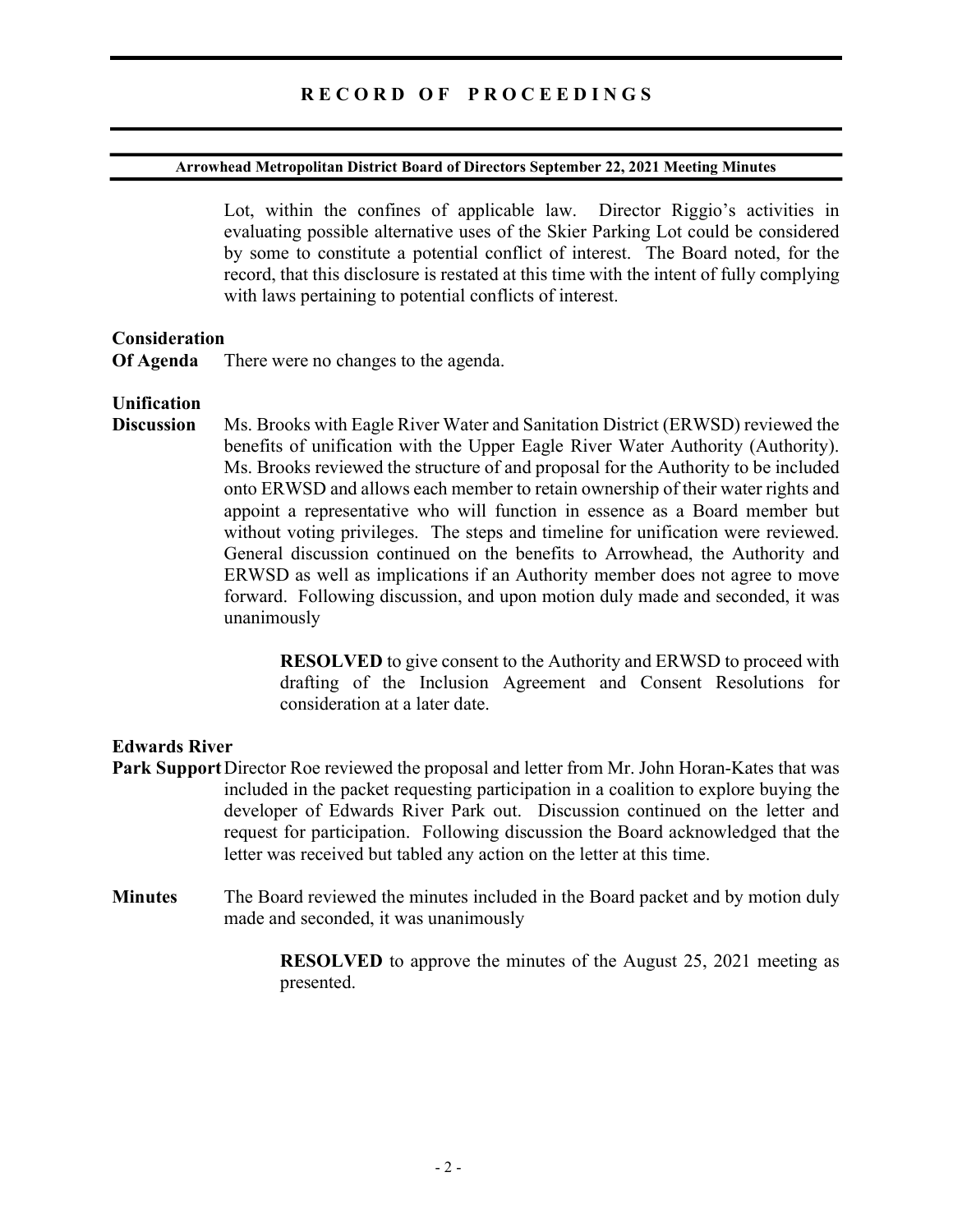Lot, within the confines of applicable law. Director Riggio's activities in evaluating possible alternative uses of the Skier Parking Lot could be considered by some to constitute a potential conflict of interest. The Board noted, for the record, that this disclosure is restated at this time with the intent of fully complying with laws pertaining to potential conflicts of interest.

**Consideration Of Agenda**

There were no changes to the agenda.

**Unification Discussion**

Ms. Brooks with Eagle River Water and Sanitation District (ERWSD) reviewed the benefits of unification with the Upper Eagle River Water Authority (Authority). Ms. Brooks reviewed the structure of and proposal for the Authority to be included onto ERWSD and allows each member to retain ownership of their water rights and appoint a representative who will function in essence as a Board member but without voting privileges. The steps and timeline for unification were reviewed. General discussion continued on the benefits to Arrowhead, the Authority and ERWSD as well as implications if an Authority member does not agree to move forward. Following discussion, and upon motion duly made and seconded, it was unanimously

> **RESOLVED** to give consent to the Authority and ERWSD to proceed with drafting of the Inclusion Agreement and Consent Resolutions for consideration at a later date.

**Edwards River Park Support**

Director Roe reviewed the proposal and letter from Mr. John Horan-Kates that was included in the packet requesting participation in a coalition to explore buying the developer of Edwards River Park out. Discussion continued on the letter and request for participation. Following discussion the Board acknowledged that the letter was received but tabled any action on the letter at this time.

**Minutes**

The Board reviewed the minutes included in the Board packet and by motion duly made and seconded, it was unanimously

> **RESOLVED** to approve the minutes of the August 25, 2021 meeting as presented.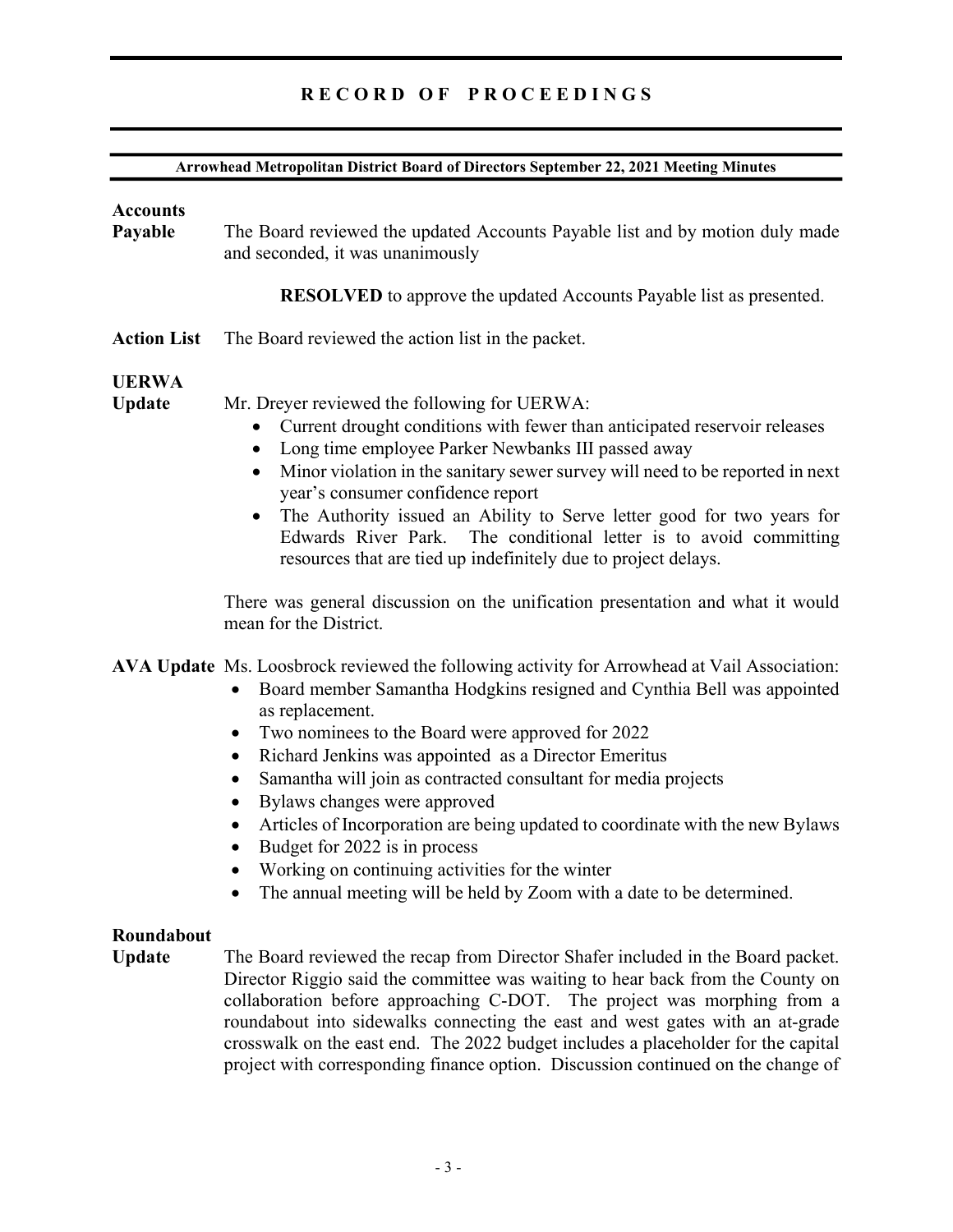# RECORD OF PROCEEDINGS

**Arrowhead Metropolitan District Board of Directors September 22, 2021 Meeting Minutes**

**Accounts Payable** The Board reviewed the updated Accounts Payable list and by motion duly made and seconded, it was unanimously

**RESOLVED** to approve the updated Accounts Payable list as presented.

**Action List** The Board reviewed the action list in the packet.

**UERWA Update** Mr. Dreyer reviewed the following for UERWA:

- Current drought conditions with fewer than anticipated reservoir releases
- Long time employee Parker Newbanks III passed away
- Minor violation in the sanitary sewer survey will need to be reported in next year's consumer confidence report
- The Authority issued an Ability to Serve letter good for two years for Edwards River Park. The conditional letter is to avoid committing resources that are tied up indefinitely due to project delays.

There was general discussion on the unification presentation and what it would mean for the District.

**AVA Update** Ms. Loosbrock reviewed the following activity for Arrowhead at Vail Association:

- Board member Samantha Hodgkins resigned and Cynthia Bell was appointed as replacement.
- Two nominees to the Board were approved for 2022
- Richard Jenkins was appointed as a Director Emeritus
- Samantha will join as contracted consultant for media projects
- Bylaws changes were approved
- Articles of Incorporation are being updated to coordinate with the new Bylaws
- Budget for 2022 is in process
- Working on continuing activities for the winter
- The annual meeting will be held by Zoom with a date to be determined.

**Roundabout Update** The Board reviewed the recap from Director Shafer included in the Board packet. Director Riggio said the committee was waiting to hear back from the County on collaboration before approaching C-DOT. The project was morphing from a roundabout into sidewalks connecting the east and west gates with an at-grade crosswalk on the east end. The 2022 budget includes a placeholder for the capital project with corresponding finance option. Discussion continued on the change of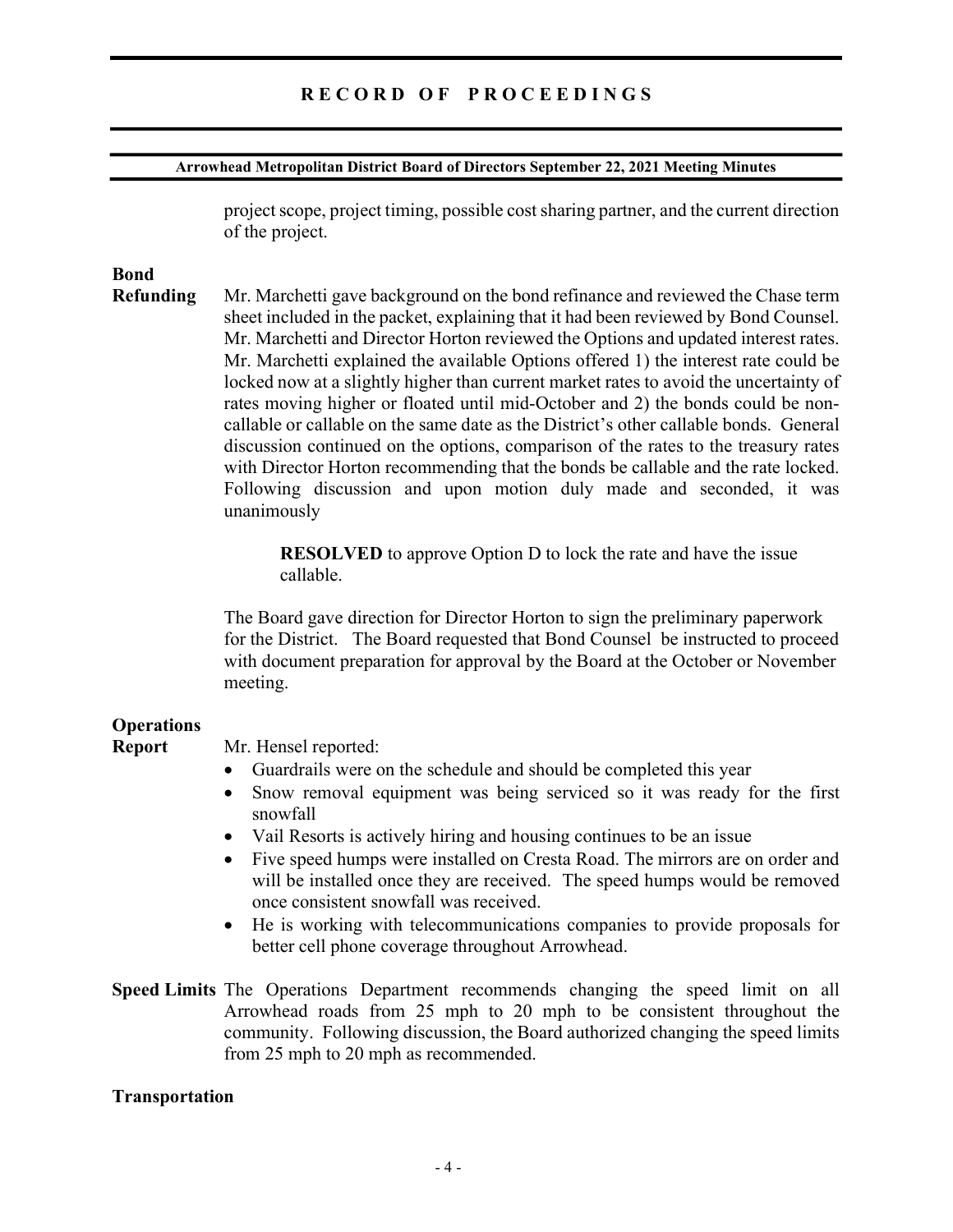project scope, project timing, possible cost sharing partner, and the current direction of the project.

**Bond Refunding**

Mr. Marchetti gave background on the bond refinance and reviewed the Chase term sheet included in the packet, explaining that it had been reviewed by Bond Counsel. Mr. Marchetti and Director Horton reviewed the Options and updated interest rates. Mr. Marchetti explained the available Options offered 1) the interest rate could be locked now at a slightly higher than current market rates to avoid the uncertainty of rates moving higher or floated until mid-October and 2) the bonds could be non-callable or callable on the same date as the District's other callable bonds. General discussion continued on the options, comparison of the rates to the treasury rates with Director Horton recommending that the bonds be callable and the rate locked. Following discussion and upon motion duly made and seconded, it was unanimously

> **RESOLVED** to approve Option D to lock the rate and have the issue callable.

The Board gave direction for Director Horton to sign the preliminary paperwork for the District. The Board requested that Bond Counsel be instructed to proceed with document preparation for approval by the Board at the October or November meeting.

**Operations Report**

Mr. Hensel reported:

- Guardrails were on the schedule and should be completed this year
- Snow removal equipment was being serviced so it was ready for the first snowfall
- Vail Resorts is actively hiring and housing continues to be an issue
- Five speed humps were installed on Cresta Road. The mirrors are on order and will be installed once they are received. The speed humps would be removed once consistent snowfall was received.
- He is working with telecommunications companies to provide proposals for better cell phone coverage throughout Arrowhead.

**Speed Limits** The Operations Department recommends changing the speed limit on all Arrowhead roads from 25 mph to 20 mph to be consistent throughout the community. Following discussion, the Board authorized changing the speed limits from 25 mph to 20 mph as recommended.

**Transportation**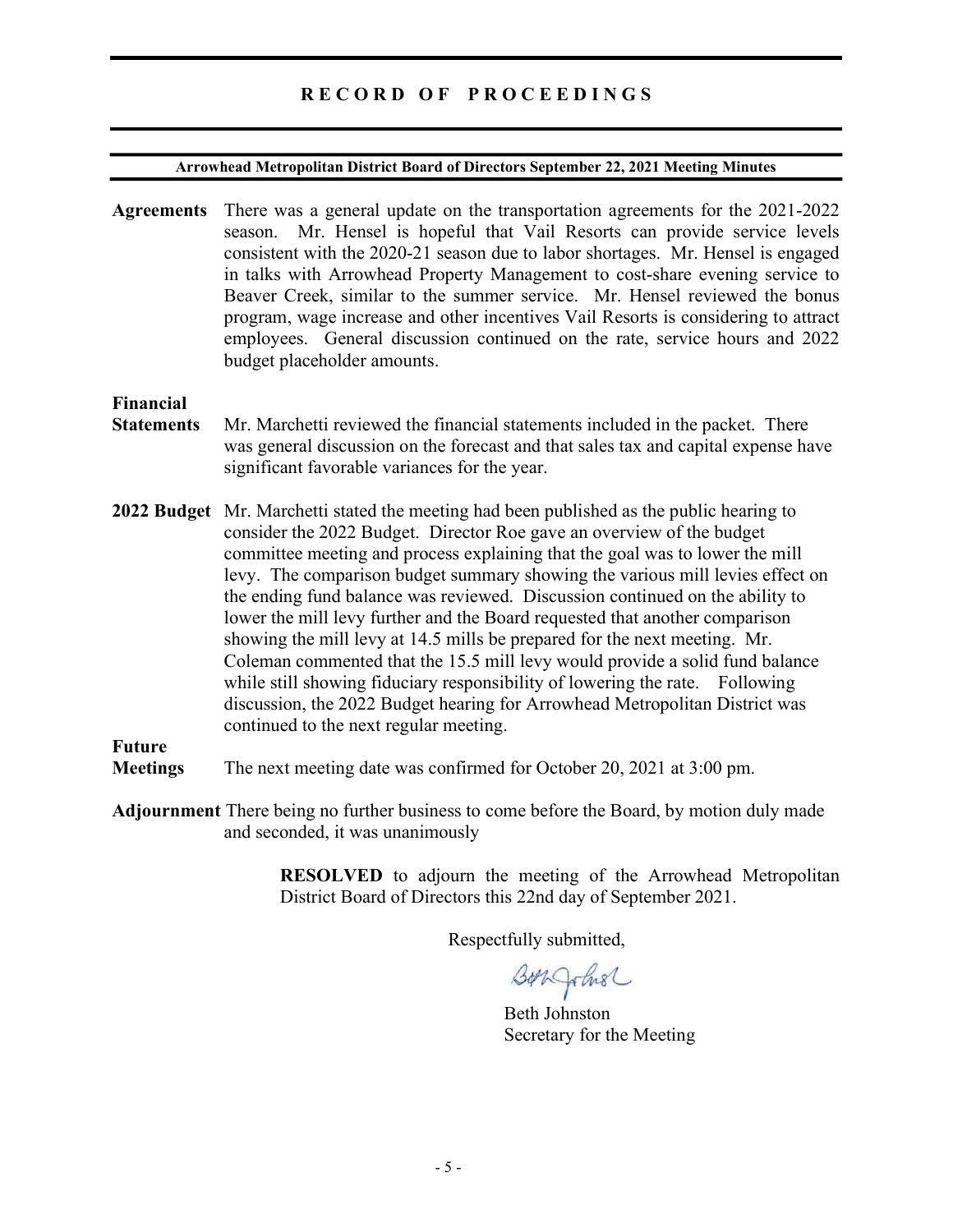# RECORD OF PROCEEDINGS

**Arrowhead Metropolitan District Board of Directors September 22, 2021 Meeting Minutes**

**Agreements** There was a general update on the transportation agreements for the 2021-2022 season. Mr. Hensel is hopeful that Vail Resorts can provide service levels consistent with the 2020-21 season due to labor shortages. Mr. Hensel is engaged in talks with Arrowhead Property Management to cost-share evening service to Beaver Creek, similar to the summer service. Mr. Hensel reviewed the bonus program, wage increase and other incentives Vail Resorts is considering to attract employees. General discussion continued on the rate, service hours and 2022 budget placeholder amounts.

**Financial Statements** Mr. Marchetti reviewed the financial statements included in the packet. There was general discussion on the forecast and that sales tax and capital expense have significant favorable variances for the year.

**2022 Budget** Mr. Marchetti stated the meeting had been published as the public hearing to consider the 2022 Budget. Director Roe gave an overview of the budget committee meeting and process explaining that the goal was to lower the mill levy. The comparison budget summary showing the various mill levies effect on the ending fund balance was reviewed. Discussion continued on the ability to lower the mill levy further and the Board requested that another comparison showing the mill levy at 14.5 mills be prepared for the next meeting. Mr. Coleman commented that the 15.5 mill levy would provide a solid fund balance while still showing fiduciary responsibility of lowering the rate. Following discussion, the 2022 Budget hearing for Arrowhead Metropolitan District was continued to the next regular meeting.

**Future Meetings** The next meeting date was confirmed for October 20, 2021 at 3:00 pm.

**Adjournment** There being no further business to come before the Board, by motion duly made and seconded, it was unanimously

> **RESOLVED** to adjourn the meeting of the Arrowhead Metropolitan District Board of Directors this 22nd day of September 2021.

Respectfully submitted,

Beth Johnston
Secretary for the Meeting